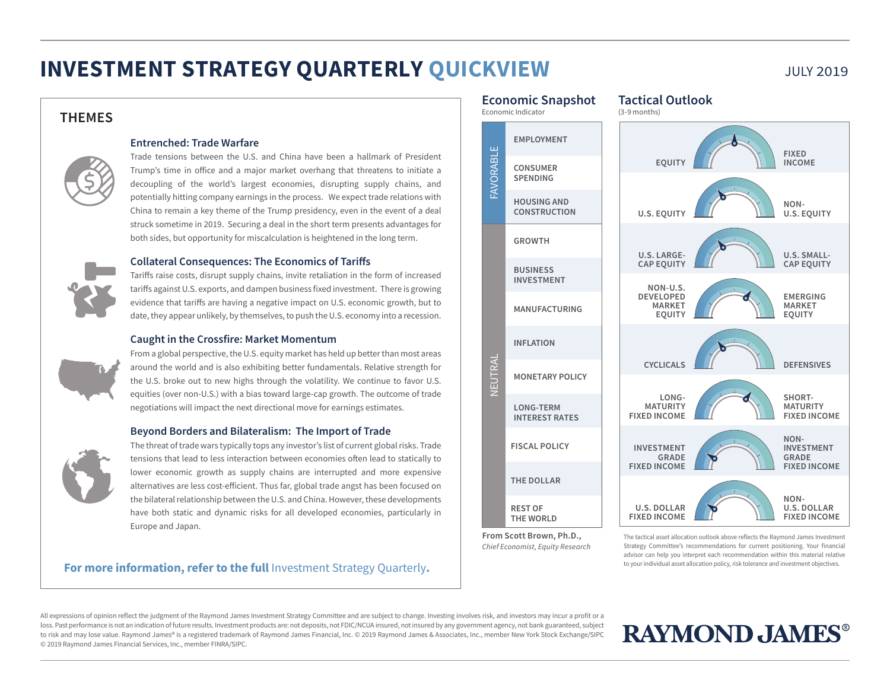# INVESTMENT STRATEGY QUARTERLY QUICKVIEW

JULY 2019

## THEMES

### Entrenched: Trade Warfare

Trade tensions between the U.S. and China have been a hallmark of President Trump's time in office and a major market overhang that threatens to initiate a decoupling of the world's largest economies, disrupting supply chains, and potentially hitting company earnings in the process. We expect trade relations with China to remain a key theme of the Trump presidency, even in the event of a deal struck sometime in 2019. Securing a deal in the short term presents advantages for both sides, but opportunity for miscalculation is heightened in the long term.

### Collateral Consequences: The Economics of Tariffs

Tariffs raise costs, disrupt supply chains, invite retaliation in the form of increased tariffs against U.S. exports, and dampen business fixed investment. There is growing evidence that tariffs are having a negative impact on U.S. economic growth, but to date, they appear unlikely, by themselves, to push the U.S. economy into a recession.

### Caught in the Crossfire: Market Momentum

From a global perspective, the U.S. equity market has held up better than most areas around the world and is also exhibiting better fundamentals. Relative strength for the U.S. broke out to new highs through the volatility. We continue to favor U.S. equities (over non-U.S.) with a bias toward large-cap growth. The outcome of trade negotiations will impact the next directional move for earnings estimates.

### Beyond Borders and Bilateralism: The Import of Trade

The threat of trade wars typically tops any investor's list of current global risks. Trade tensions that lead to less interaction between economies often lead to statically to lower economic growth as supply chains are interrupted and more expensive alternatives are less cost-efficient. Thus far, global trade angst has been focused on the bilateral relationship between the U.S. and China. However, these developments have both static and dynamic risks for all developed economies, particularly in Europe and Japan.

**For more information, refer to the full** Investment Strategy Quarterly**.**

## Economic Snapshot

Economic Indicator

| | Economic Indicator |
|---|---|
| FAVORABLE | EMPLOYMENT |
| | CONSUMER SPENDING |
| | HOUSING AND CONSTRUCTION |
| NEUTRAL | GROWTH |
| | BUSINESS INVESTMENT |
| | MANUFACTURING |
| | INFLATION |
| | MONETARY POLICY |
| | LONG-TERM INTEREST RATES |
| | FISCAL POLICY |
| | THE DOLLAR |
| | REST OF THE WORLD |

**From Scott Brown, Ph.D.,**
*Chief Economist, Equity Research*

## Tactical Outlook

(3-9 months)

| | |
|---|---|
| EQUITY | FIXED INCOME |
| U.S. EQUITY | NON-U.S. EQUITY |
| U.S. LARGE-CAP EQUITY | U.S. SMALL-CAP EQUITY |
| NON-U.S. DEVELOPED MARKET EQUITY | EMERGING MARKET EQUITY |
| CYCLICALS | DEFENSIVES |
| LONG-MATURITY FIXED INCOME | SHORT-MATURITY FIXED INCOME |
| INVESTMENT GRADE FIXED INCOME | NON-INVESTMENT GRADE FIXED INCOME |
| U.S. DOLLAR FIXED INCOME | NON-U.S. DOLLAR FIXED INCOME |

The tactical asset allocation outlook above reflects the Raymond James Investment Strategy Committee's recommendations for current positioning. Your financial advisor can help you interpret each recommendation within this material relative to your individual asset allocation policy, risk tolerance and investment objectives.

All expressions of opinion reflect the judgment of the Raymond James Investment Strategy Committee and are subject to change. Investing involves risk, and investors may incur a profit or a loss. Past performance is not an indication of future results. Investment products are: not deposits, not FDIC/NCUA insured, not insured by any government agency, not bank guaranteed, subject to risk and may lose value. Raymond James® is a registered trademark of Raymond James Financial, Inc. © 2019 Raymond James & Associates, Inc., member New York Stock Exchange/SIPC © 2019 Raymond James Financial Services, Inc., member FINRA/SIPC.

RAYMOND JAMES®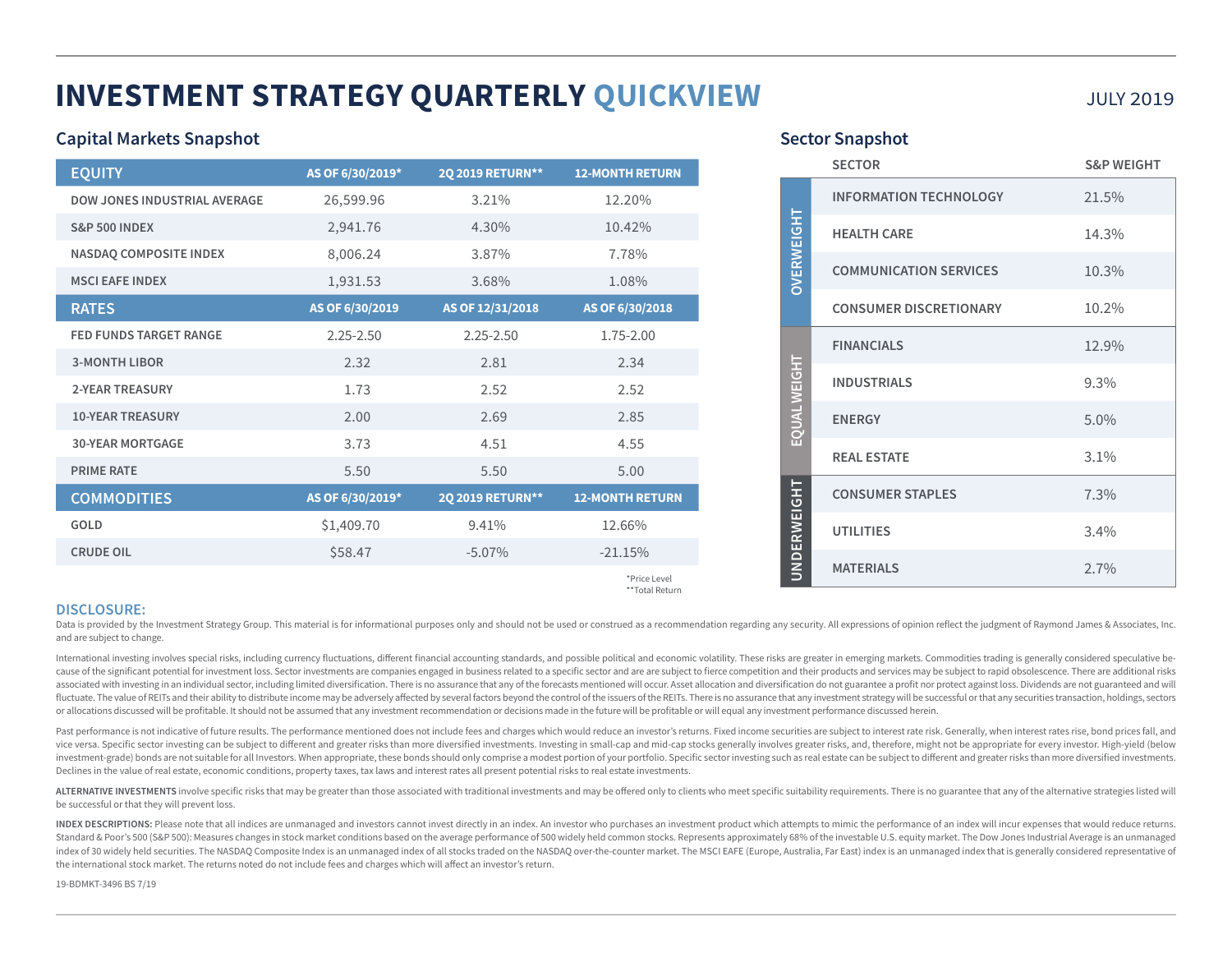# INVESTMENT STRATEGY QUARTERLY QUICKVIEW

JULY 2019

## Capital Markets Snapshot

| EQUITY | AS OF 6/30/2019* | 2Q 2019 RETURN** | 12-MONTH RETURN |
|---|---|---|---|
| DOW JONES INDUSTRIAL AVERAGE | 26,599.96 | 3.21% | 12.20% |
| S&P 500 INDEX | 2,941.76 | 4.30% | 10.42% |
| NASDAQ COMPOSITE INDEX | 8,006.24 | 3.87% | 7.78% |
| MSCI EAFE INDEX | 1,931.53 | 3.68% | 1.08% |
| **RATES** | **AS OF 6/30/2019** | **AS OF 12/31/2018** | **AS OF 6/30/2018** |
| FED FUNDS TARGET RANGE | 2.25-2.50 | 2.25-2.50 | 1.75-2.00 |
| 3-MONTH LIBOR | 2.32 | 2.81 | 2.34 |
| 2-YEAR TREASURY | 1.73 | 2.52 | 2.52 |
| 10-YEAR TREASURY | 2.00 | 2.69 | 2.85 |
| 30-YEAR MORTGAGE | 3.73 | 4.51 | 4.55 |
| PRIME RATE | 5.50 | 5.50 | 5.00 |
| **COMMODITIES** | **AS OF 6/30/2019*** | **2Q 2019 RETURN**** | **12-MONTH RETURN** |
| GOLD | $1,409.70 | 9.41% | 12.66% |
| CRUDE OIL | $58.47 | -5.07% | -21.15% |

*Price Level
**Total Return

## Sector Snapshot

| | SECTOR | S&P WEIGHT |
|---|---|---|
| OVERWEIGHT | INFORMATION TECHNOLOGY | 21.5% |
| | HEALTH CARE | 14.3% |
| | COMMUNICATION SERVICES | 10.3% |
| | CONSUMER DISCRETIONARY | 10.2% |
| EQUAL WEIGHT | FINANCIALS | 12.9% |
| | INDUSTRIALS | 9.3% |
| | ENERGY | 5.0% |
| | REAL ESTATE | 3.1% |
| UNDERWEIGHT | CONSUMER STAPLES | 7.3% |
| | UTILITIES | 3.4% |
| | MATERIALS | 2.7% |

### DISCLOSURE:

Data is provided by the Investment Strategy Group. This material is for informational purposes only and should not be used or construed as a recommendation regarding any security. All expressions of opinion reflect the judgment of Raymond James & Associates, Inc. and are subject to change.

International investing involves special risks, including currency fluctuations, different financial accounting standards, and possible political and economic volatility. These risks are greater in emerging markets. Commodities trading is generally considered speculative because of the significant potential for investment loss. Sector investments are companies engaged in business related to a specific sector and are are subject to fierce competition and their products and services may be subject to rapid obsolescence. There are additional risks associated with investing in an individual sector, including limited diversification. There is no assurance that any of the forecasts mentioned will occur. Asset allocation and diversification do not guarantee a profit nor protect against loss. Dividends are not guaranteed and will fluctuate. The value of REITs and their ability to distribute income may be adversely affected by several factors beyond the control of the issuers of the REITs. There is no assurance that any investment strategy will be successful or that any securities transaction, holdings, sectors or allocations discussed will be profitable. It should not be assumed that any investment recommendation or decisions made in the future will be profitable or will equal any investment performance discussed herein.

Past performance is not indicative of future results. The performance mentioned does not include fees and charges which would reduce an investor's returns. Fixed income securities are subject to interest rate risk. Generally, when interest rates rise, bond prices fall, and vice versa. Specific sector investing can be subject to different and greater risks than more diversified investments. Investing in small-cap and mid-cap stocks generally involves greater risks, and, therefore, might not be appropriate for every investor. High-yield (below investment-grade) bonds are not suitable for all Investors. When appropriate, these bonds should only comprise a modest portion of your portfolio. Specific sector investing such as real estate can be subject to different and greater risks than more diversified investments. Declines in the value of real estate, economic conditions, property taxes, tax laws and interest rates all present potential risks to real estate investments.

**ALTERNATIVE INVESTMENTS** involve specific risks that may be greater than those associated with traditional investments and may be offered only to clients who meet specific suitability requirements. There is no guarantee that any of the alternative strategies listed will be successful or that they will prevent loss.

**INDEX DESCRIPTIONS:** Please note that all indices are unmanaged and investors cannot invest directly in an index. An investor who purchases an investment product which attempts to mimic the performance of an index will incur expenses that would reduce returns. Standard & Poor's 500 (S&P 500): Measures changes in stock market conditions based on the average performance of 500 widely held common stocks. Represents approximately 68% of the investable U.S. equity market. The Dow Jones Industrial Average is an unmanaged index of 30 widely held securities. The NASDAQ Composite Index is an unmanaged index of all stocks traded on the NASDAQ over-the-counter market. The MSCI EAFE (Europe, Australia, Far East) index is an unmanaged index that is generally considered representative of the international stock market. The returns noted do not include fees and charges which will affect an investor's return.

19-BDMKT-3496 BS 7/19